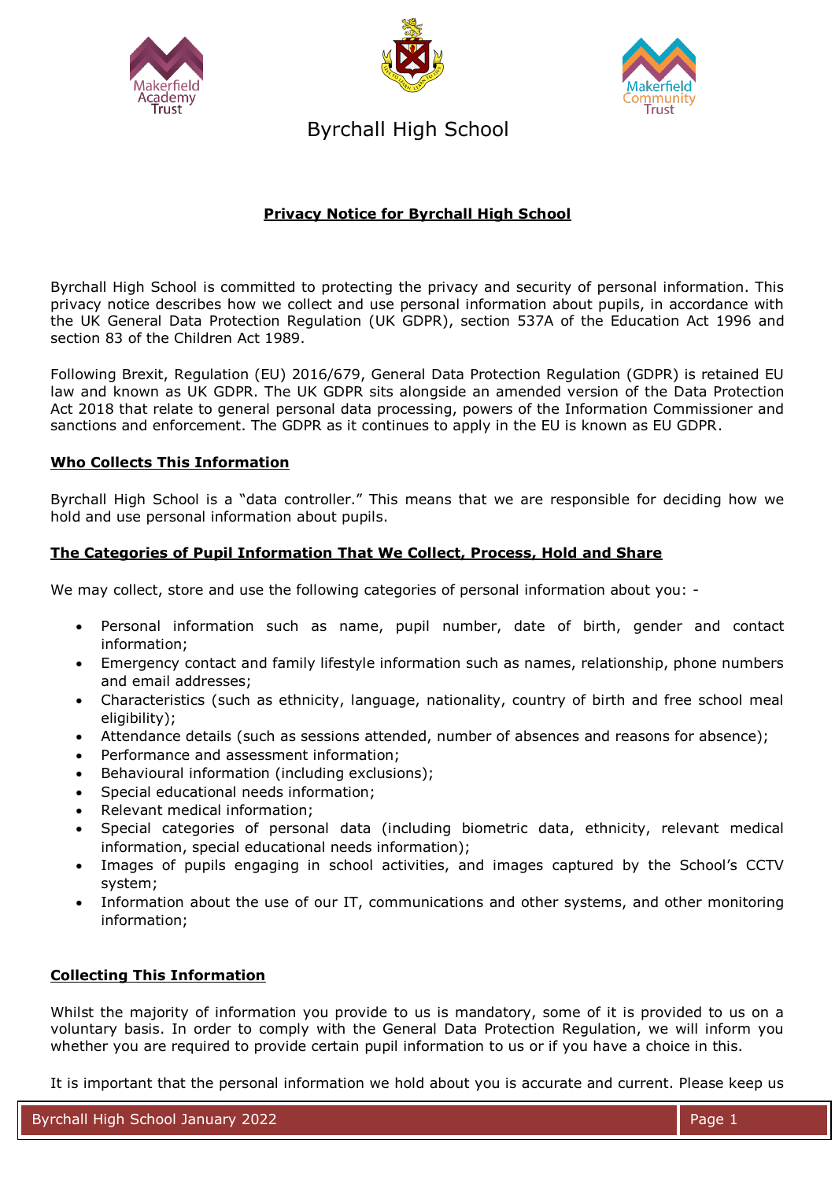Byrchall High School

# Privacy Notice for Byrchall High School

Byrchall High School is committed to protecting the privacy and security of personal information. This privacy notice describes how we collect and use personal information about pupils, in accordance with the UK General Data Protection Regulation (UK GDPR), section 537A of the Education Act 1996 and section 83 of the Children Act 1989.

Following Brexit, Regulation (EU) 2016/679, General Data Protection Regulation (GDPR) is retained EU law and known as UK GDPR. The UK GDPR sits alongside an amended version of the Data Protection Act 2018 that relate to general personal data processing, powers of the Information Commissioner and sanctions and enforcement. The GDPR as it continues to apply in the EU is known as EU GDPR.

## Who Collects This Information

Byrchall High School is a "data controller." This means that we are responsible for deciding how we hold and use personal information about pupils.

## The Categories of Pupil Information That We Collect, Process, Hold and Share

We may collect, store and use the following categories of personal information about you: -

- Personal information such as name, pupil number, date of birth, gender and contact information;
- Emergency contact and family lifestyle information such as names, relationship, phone numbers and email addresses;
- Characteristics (such as ethnicity, language, nationality, country of birth and free school meal eligibility);
- Attendance details (such as sessions attended, number of absences and reasons for absence);
- Performance and assessment information;
- Behavioural information (including exclusions);
- Special educational needs information;
- Relevant medical information;
- Special categories of personal data (including biometric data, ethnicity, relevant medical information, special educational needs information);
- Images of pupils engaging in school activities, and images captured by the School's CCTV system;
- Information about the use of our IT, communications and other systems, and other monitoring information;

## Collecting This Information

Whilst the majority of information you provide to us is mandatory, some of it is provided to us on a voluntary basis. In order to comply with the General Data Protection Regulation, we will inform you whether you are required to provide certain pupil information to us or if you have a choice in this.

It is important that the personal information we hold about you is accurate and current. Please keep us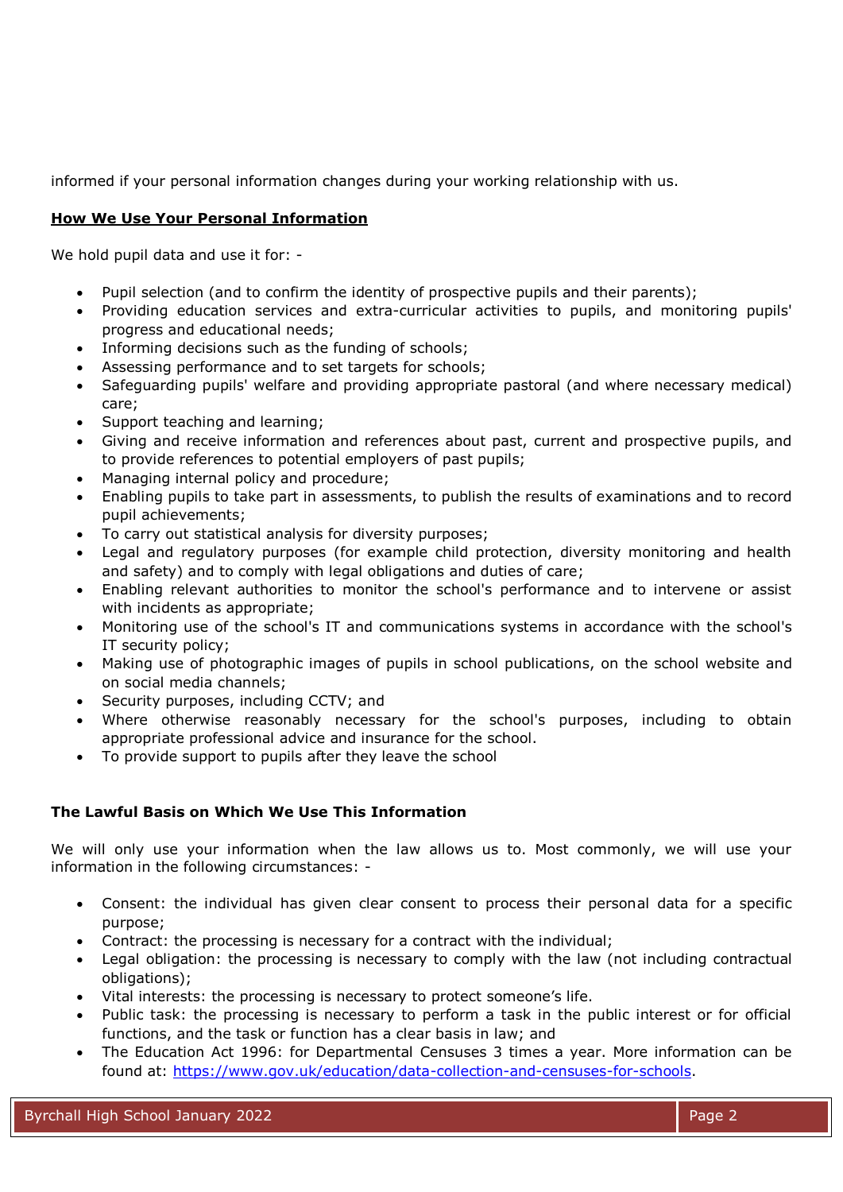informed if your personal information changes during your working relationship with us.

## **How We Use Your Personal Information**

We hold pupil data and use it for: -

- Pupil selection (and to confirm the identity of prospective pupils and their parents);
- Providing education services and extra-curricular activities to pupils, and monitoring pupils' progress and educational needs;
- Informing decisions such as the funding of schools;
- Assessing performance and to set targets for schools;
- Safeguarding pupils' welfare and providing appropriate pastoral (and where necessary medical) care;
- Support teaching and learning;
- Giving and receive information and references about past, current and prospective pupils, and to provide references to potential employers of past pupils;
- Managing internal policy and procedure;
- Enabling pupils to take part in assessments, to publish the results of examinations and to record pupil achievements;
- To carry out statistical analysis for diversity purposes;
- Legal and regulatory purposes (for example child protection, diversity monitoring and health and safety) and to comply with legal obligations and duties of care;
- Enabling relevant authorities to monitor the school's performance and to intervene or assist with incidents as appropriate;
- Monitoring use of the school's IT and communications systems in accordance with the school's IT security policy;
- Making use of photographic images of pupils in school publications, on the school website and on social media channels;
- Security purposes, including CCTV; and
- Where otherwise reasonably necessary for the school's purposes, including to obtain appropriate professional advice and insurance for the school.
- To provide support to pupils after they leave the school

## **The Lawful Basis on Which We Use This Information**

We will only use your information when the law allows us to. Most commonly, we will use your information in the following circumstances: -

- Consent: the individual has given clear consent to process their personal data for a specific purpose;
- Contract: the processing is necessary for a contract with the individual;
- Legal obligation: the processing is necessary to comply with the law (not including contractual obligations);
- Vital interests: the processing is necessary to protect someone's life.
- Public task: the processing is necessary to perform a task in the public interest or for official functions, and the task or function has a clear basis in law; and
- The Education Act 1996: for Departmental Censuses 3 times a year. More information can be found at: [https://www.gov.uk/education/data-collection-and-censuses-for-schools](https://www.gov.uk/education/data-collection-and-censuses-for-schools).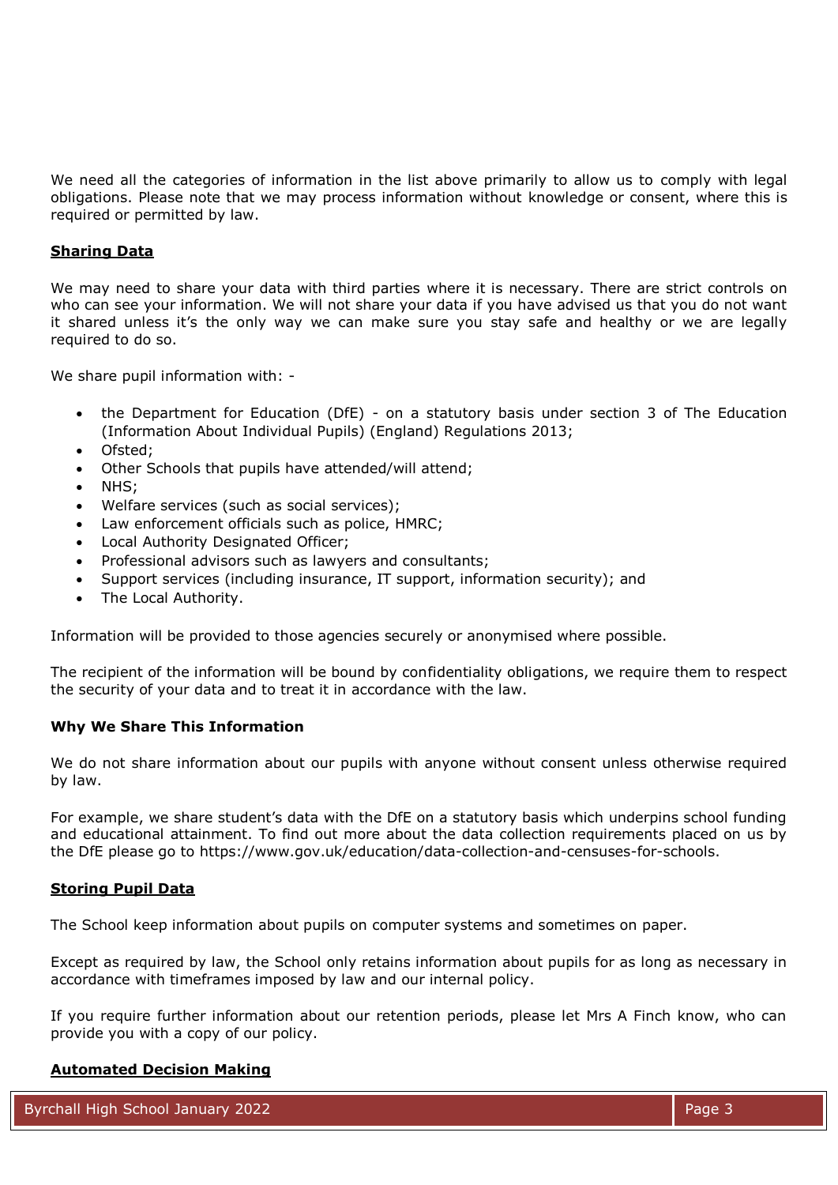We need all the categories of information in the list above primarily to allow us to comply with legal obligations. Please note that we may process information without knowledge or consent, where this is required or permitted by law.

## Sharing Data

We may need to share your data with third parties where it is necessary. There are strict controls on who can see your information. We will not share your data if you have advised us that you do not want it shared unless it's the only way we can make sure you stay safe and healthy or we are legally required to do so.

We share pupil information with: -

- the Department for Education (DfE) - on a statutory basis under section 3 of The Education (Information About Individual Pupils) (England) Regulations 2013;
- Ofsted;
- Other Schools that pupils have attended/will attend;
- NHS;
- Welfare services (such as social services);
- Law enforcement officials such as police, HMRC;
- Local Authority Designated Officer;
- Professional advisors such as lawyers and consultants;
- Support services (including insurance, IT support, information security); and
- The Local Authority.

Information will be provided to those agencies securely or anonymised where possible.

The recipient of the information will be bound by confidentiality obligations, we require them to respect the security of your data and to treat it in accordance with the law.

### Why We Share This Information

We do not share information about our pupils with anyone without consent unless otherwise required by law.

For example, we share student's data with the DfE on a statutory basis which underpins school funding and educational attainment. To find out more about the data collection requirements placed on us by the DfE please go to https://www.gov.uk/education/data-collection-and-censuses-for-schools.

## Storing Pupil Data

The School keep information about pupils on computer systems and sometimes on paper.

Except as required by law, the School only retains information about pupils for as long as necessary in accordance with timeframes imposed by law and our internal policy.

If you require further information about our retention periods, please let Mrs A Finch know, who can provide you with a copy of our policy.

## Automated Decision Making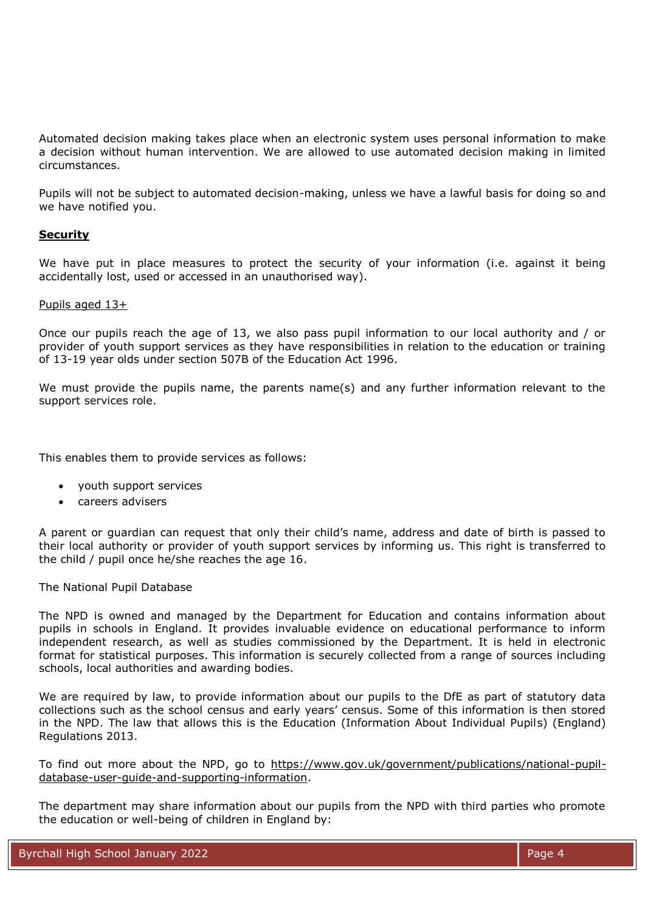Automated decision making takes place when an electronic system uses personal information to make a decision without human intervention. We are allowed to use automated decision making in limited circumstances.

Pupils will not be subject to automated decision-making, unless we have a lawful basis for doing so and we have notified you.

## **Security**

We have put in place measures to protect the security of your information (i.e. against it being accidentally lost, used or accessed in an unauthorised way).

<u>Pupils aged 13+</u>

Once our pupils reach the age of 13, we also pass pupil information to our local authority and / or provider of youth support services as they have responsibilities in relation to the education or training of 13-19 year olds under section 507B of the Education Act 1996.

We must provide the pupils name, the parents name(s) and any further information relevant to the support services role.

This enables them to provide services as follows:

- youth support services
- careers advisers

A parent or guardian can request that only their child's name, address and date of birth is passed to their local authority or provider of youth support services by informing us. This right is transferred to the child / pupil once he/she reaches the age 16.

The National Pupil Database

The NPD is owned and managed by the Department for Education and contains information about pupils in schools in England. It provides invaluable evidence on educational performance to inform independent research, as well as studies commissioned by the Department. It is held in electronic format for statistical purposes. This information is securely collected from a range of sources including schools, local authorities and awarding bodies.

We are required by law, to provide information about our pupils to the DfE as part of statutory data collections such as the school census and early years' census. Some of this information is then stored in the NPD. The law that allows this is the Education (Information About Individual Pupils) (England) Regulations 2013.

To find out more about the NPD, go to https://www.gov.uk/government/publications/national-pupil-database-user-guide-and-supporting-information.

The department may share information about our pupils from the NPD with third parties who promote the education or well-being of children in England by: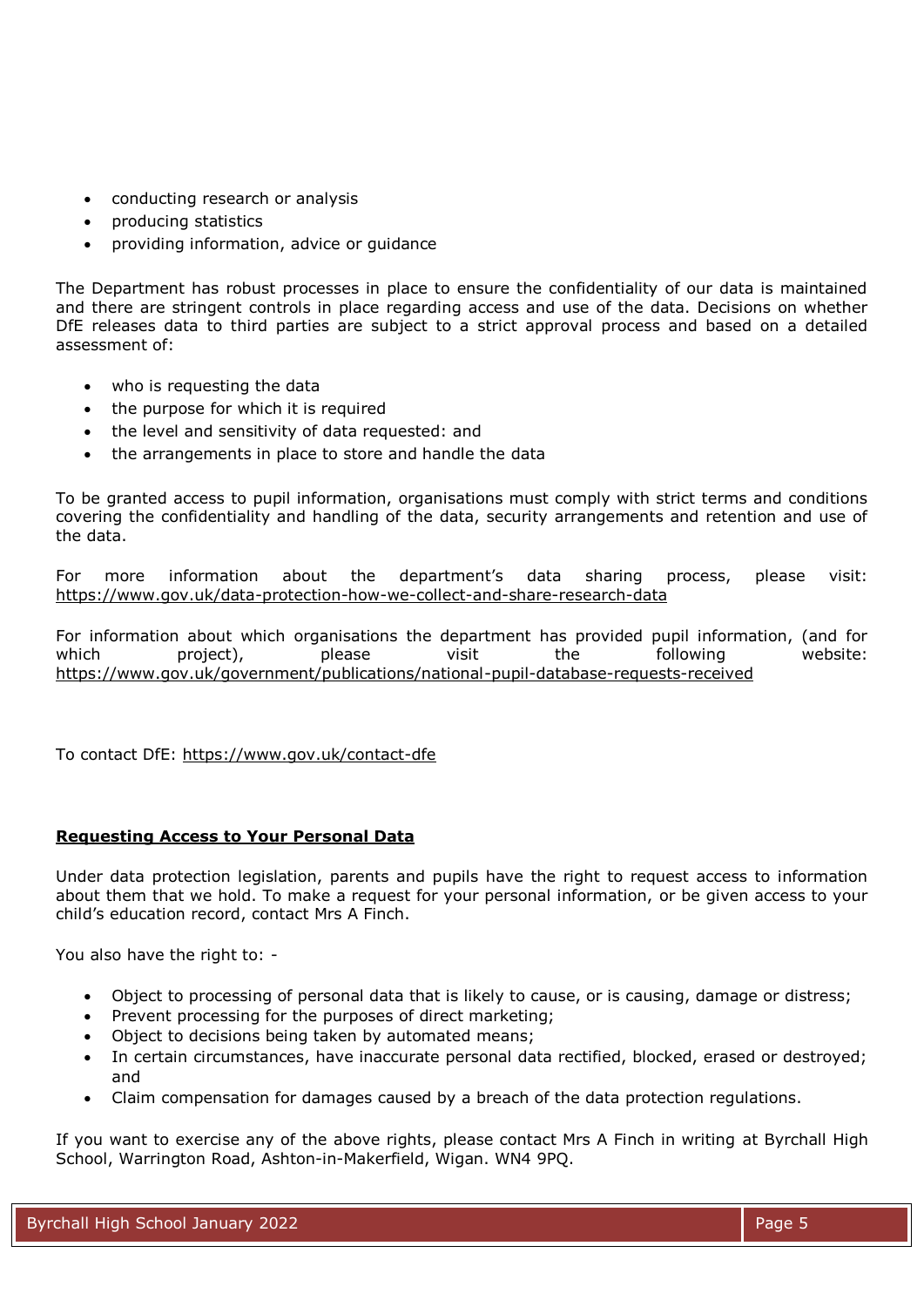- conducting research or analysis
- producing statistics
- providing information, advice or guidance

The Department has robust processes in place to ensure the confidentiality of our data is maintained and there are stringent controls in place regarding access and use of the data. Decisions on whether DfE releases data to third parties are subject to a strict approval process and based on a detailed assessment of:

- who is requesting the data
- the purpose for which it is required
- the level and sensitivity of data requested: and
- the arrangements in place to store and handle the data

To be granted access to pupil information, organisations must comply with strict terms and conditions covering the confidentiality and handling of the data, security arrangements and retention and use of the data.

For more information about the department's data sharing process, please visit: https://www.gov.uk/data-protection-how-we-collect-and-share-research-data

For information about which organisations the department has provided pupil information, (and for which project), please visit the following website: https://www.gov.uk/government/publications/national-pupil-database-requests-received

To contact DfE: https://www.gov.uk/contact-dfe

**Requesting Access to Your Personal Data**

Under data protection legislation, parents and pupils have the right to request access to information about them that we hold. To make a request for your personal information, or be given access to your child's education record, contact Mrs A Finch.

You also have the right to: -

- Object to processing of personal data that is likely to cause, or is causing, damage or distress;
- Prevent processing for the purposes of direct marketing;
- Object to decisions being taken by automated means;
- In certain circumstances, have inaccurate personal data rectified, blocked, erased or destroyed; and
- Claim compensation for damages caused by a breach of the data protection regulations.

If you want to exercise any of the above rights, please contact Mrs A Finch in writing at Byrchall High School, Warrington Road, Ashton-in-Makerfield, Wigan. WN4 9PQ.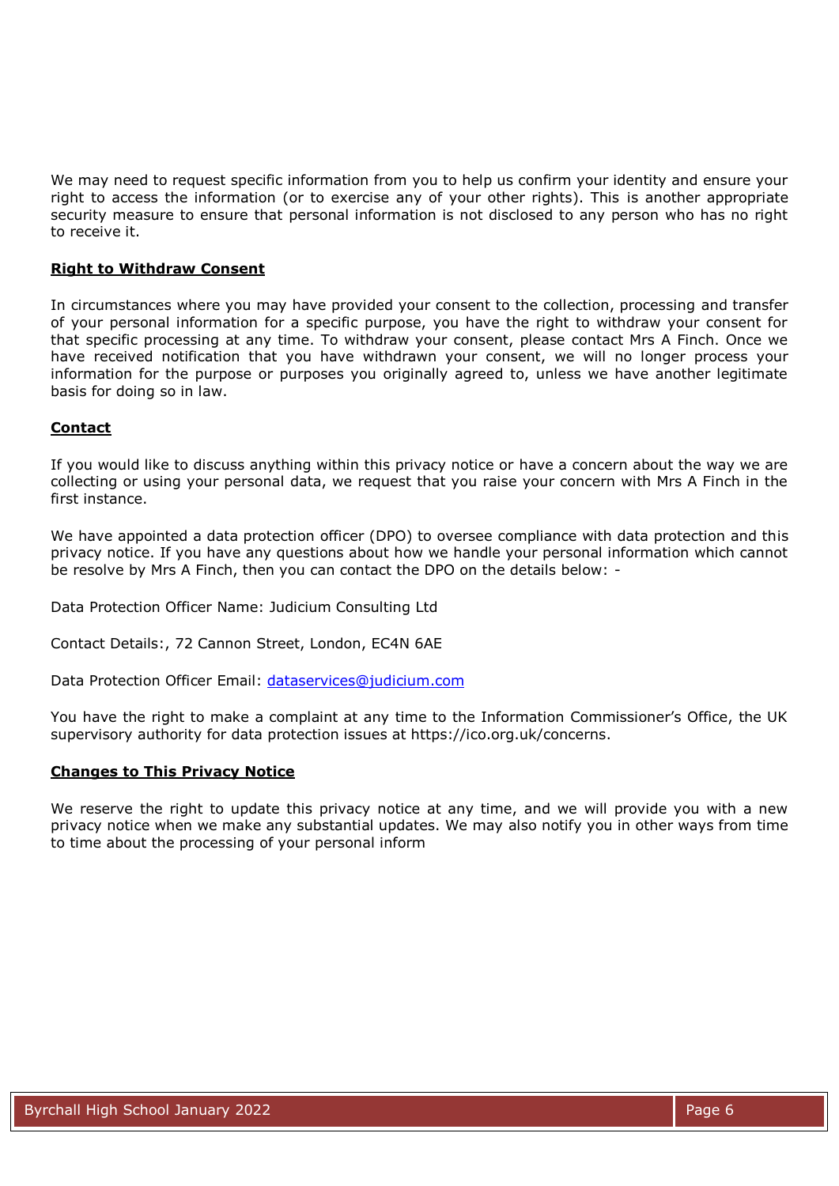We may need to request specific information from you to help us confirm your identity and ensure your right to access the information (or to exercise any of your other rights). This is another appropriate security measure to ensure that personal information is not disclosed to any person who has no right to receive it.

**Right to Withdraw Consent**

In circumstances where you may have provided your consent to the collection, processing and transfer of your personal information for a specific purpose, you have the right to withdraw your consent for that specific processing at any time. To withdraw your consent, please contact Mrs A Finch. Once we have received notification that you have withdrawn your consent, we will no longer process your information for the purpose or purposes you originally agreed to, unless we have another legitimate basis for doing so in law.

**Contact**

If you would like to discuss anything within this privacy notice or have a concern about the way we are collecting or using your personal data, we request that you raise your concern with Mrs A Finch in the first instance.

We have appointed a data protection officer (DPO) to oversee compliance with data protection and this privacy notice. If you have any questions about how we handle your personal information which cannot be resolve by Mrs A Finch, then you can contact the DPO on the details below: -

Data Protection Officer Name: Judicium Consulting Ltd

Contact Details:, 72 Cannon Street, London, EC4N 6AE

Data Protection Officer Email: dataservices@judicium.com

You have the right to make a complaint at any time to the Information Commissioner's Office, the UK supervisory authority for data protection issues at https://ico.org.uk/concerns.

**Changes to This Privacy Notice**

We reserve the right to update this privacy notice at any time, and we will provide you with a new privacy notice when we make any substantial updates. We may also notify you in other ways from time to time about the processing of your personal inform